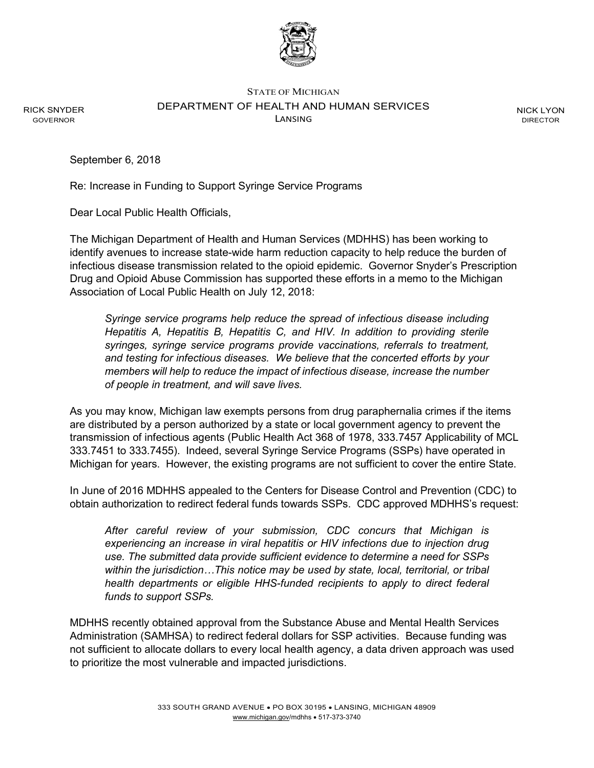STATE OF MICHIGAN

DEPARTMENT OF HEALTH AND HUMAN SERVICES

LANSING

RICK SNYDER
GOVERNOR

NICK LYON
DIRECTOR

September 6, 2018

Re: Increase in Funding to Support Syringe Service Programs

Dear Local Public Health Officials,

The Michigan Department of Health and Human Services (MDHHS) has been working to identify avenues to increase state-wide harm reduction capacity to help reduce the burden of infectious disease transmission related to the opioid epidemic. Governor Snyder's Prescription Drug and Opioid Abuse Commission has supported these efforts in a memo to the Michigan Association of Local Public Health on July 12, 2018:

> *Syringe service programs help reduce the spread of infectious disease including Hepatitis A, Hepatitis B, Hepatitis C, and HIV. In addition to providing sterile syringes, syringe service programs provide vaccinations, referrals to treatment, and testing for infectious diseases. We believe that the concerted efforts by your members will help to reduce the impact of infectious disease, increase the number of people in treatment, and will save lives.*

As you may know, Michigan law exempts persons from drug paraphernalia crimes if the items are distributed by a person authorized by a state or local government agency to prevent the transmission of infectious agents (Public Health Act 368 of 1978, 333.7457 Applicability of MCL 333.7451 to 333.7455). Indeed, several Syringe Service Programs (SSPs) have operated in Michigan for years. However, the existing programs are not sufficient to cover the entire State.

In June of 2016 MDHHS appealed to the Centers for Disease Control and Prevention (CDC) to obtain authorization to redirect federal funds towards SSPs. CDC approved MDHHS's request:

> *After careful review of your submission, CDC concurs that Michigan is experiencing an increase in viral hepatitis or HIV infections due to injection drug use. The submitted data provide sufficient evidence to determine a need for SSPs within the jurisdiction…This notice may be used by state, local, territorial, or tribal health departments or eligible HHS-funded recipients to apply to direct federal funds to support SSPs.*

MDHHS recently obtained approval from the Substance Abuse and Mental Health Services Administration (SAMHSA) to redirect federal dollars for SSP activities. Because funding was not sufficient to allocate dollars to every local health agency, a data driven approach was used to prioritize the most vulnerable and impacted jurisdictions.

333 SOUTH GRAND AVENUE • PO BOX 30195 • LANSING, MICHIGAN 48909
www.michigan.gov/mdhhs • 517-373-3740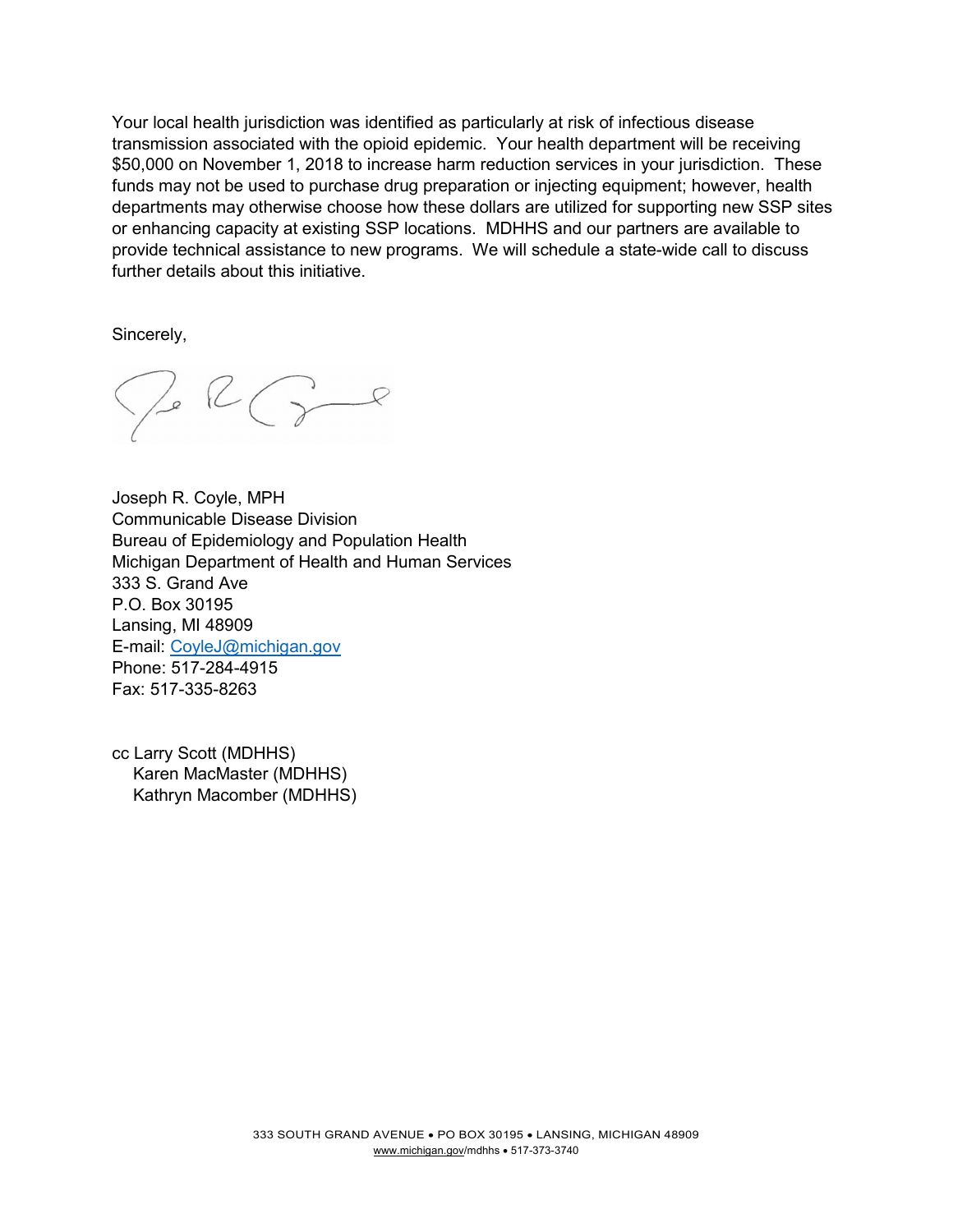Your local health jurisdiction was identified as particularly at risk of infectious disease transmission associated with the opioid epidemic. Your health department will be receiving $50,000 on November 1, 2018 to increase harm reduction services in your jurisdiction. These funds may not be used to purchase drug preparation or injecting equipment; however, health departments may otherwise choose how these dollars are utilized for supporting new SSP sites or enhancing capacity at existing SSP locations. MDHHS and our partners are available to provide technical assistance to new programs. We will schedule a state-wide call to discuss further details about this initiative.

Sincerely,

Joseph R. Coyle, MPH
Communicable Disease Division
Bureau of Epidemiology and Population Health
Michigan Department of Health and Human Services
333 S. Grand Ave
P.O. Box 30195
Lansing, MI 48909
E-mail: CoyleJ@michigan.gov
Phone: 517-284-4915
Fax: 517-335-8263

cc Larry Scott (MDHHS)
Karen MacMaster (MDHHS)
Kathryn Macomber (MDHHS)